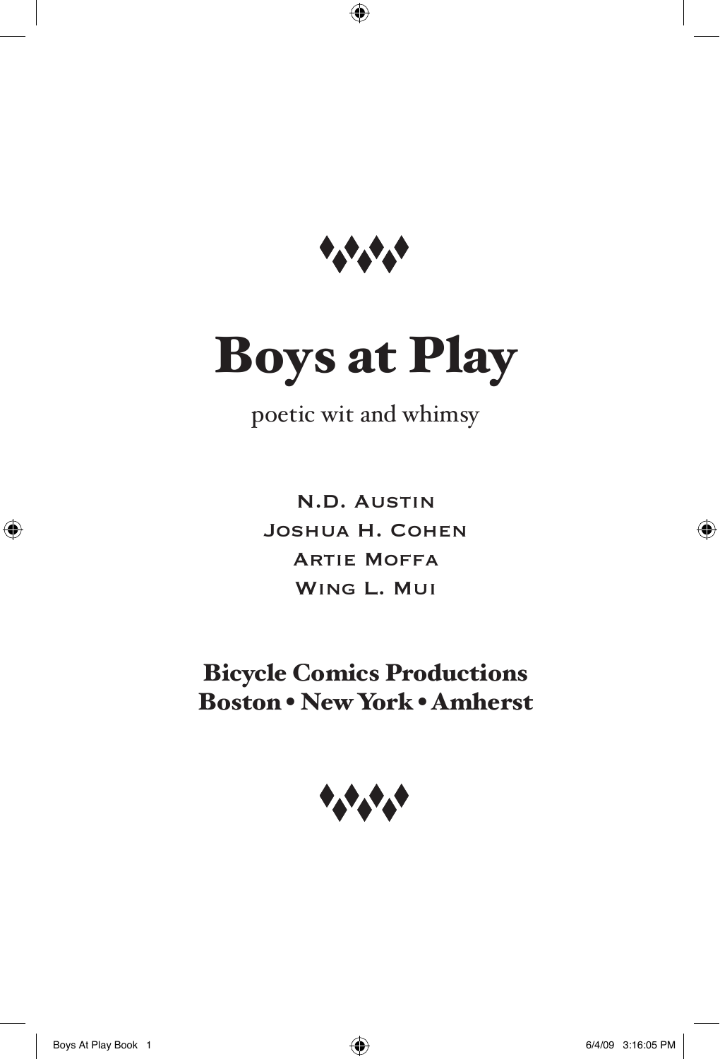# Boys at Play

poetic wit and whimsy

N.D. Austin
Joshua H. Cohen
Artie Moffa
Wing L. Mui

**Bicycle Comics Productions**
**Boston • New York • Amherst**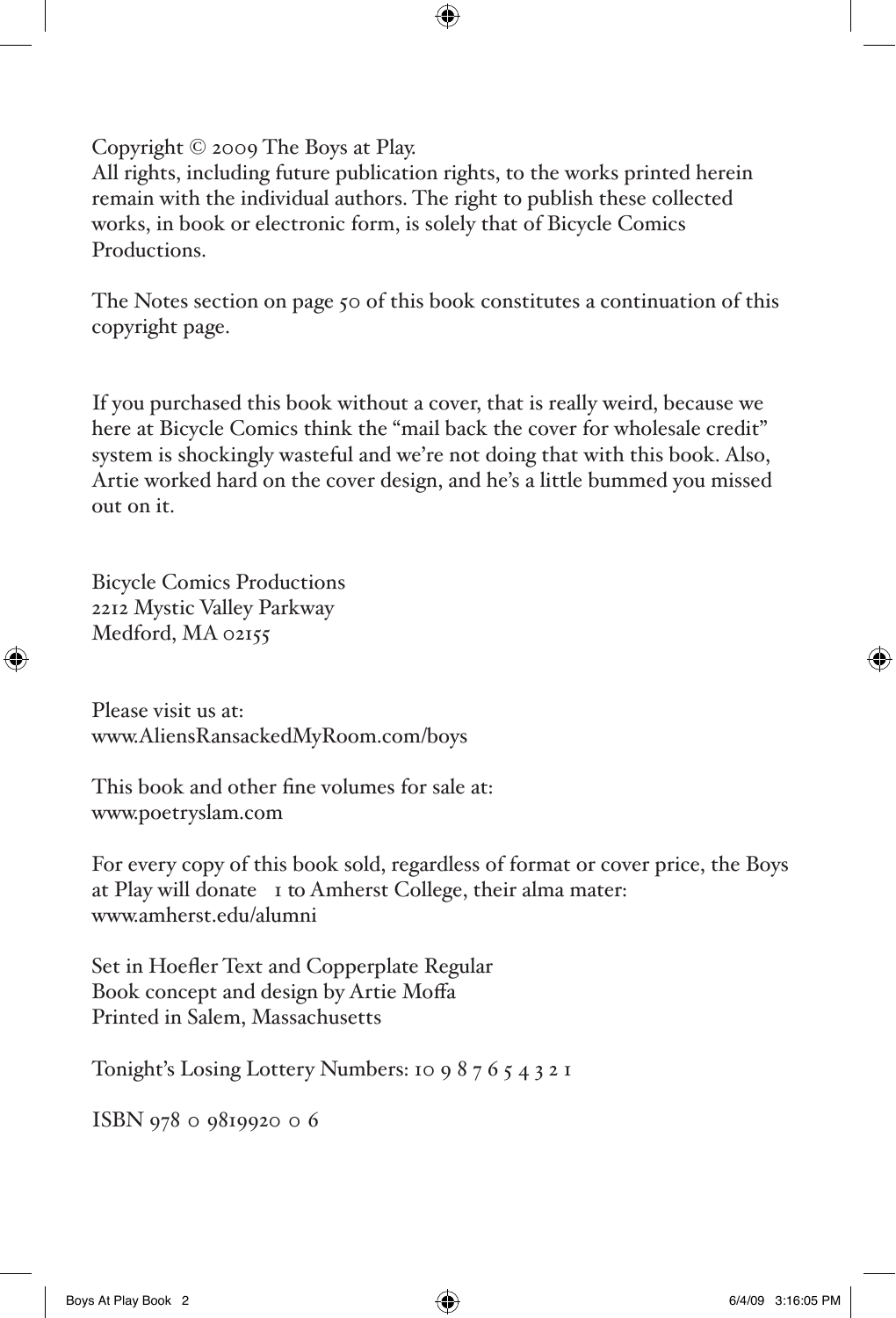Copyright © 2009 The Boys at Play.
All rights, including future publication rights, to the works printed herein remain with the individual authors. The right to publish these collected works, in book or electronic form, is solely that of Bicycle Comics Productions.

The Notes section on page 50 of this book constitutes a continuation of this copyright page.

If you purchased this book without a cover, that is really weird, because we here at Bicycle Comics think the "mail back the cover for wholesale credit" system is shockingly wasteful and we're not doing that with this book. Also, Artie worked hard on the cover design, and he's a little bummed you missed out on it.

Bicycle Comics Productions
2212 Mystic Valley Parkway
Medford, MA 02155

Please visit us at:
www.AliensRansackedMyRoom.com/boys

This book and other fine volumes for sale at:
www.poetryslam.com

For every copy of this book sold, regardless of format or cover price, the Boys at Play will donate 1 to Amherst College, their alma mater:
www.amherst.edu/alumni

Set in Hoefler Text and Copperplate Regular
Book concept and design by Artie Moffa
Printed in Salem, Massachusetts

Tonight's Losing Lottery Numbers: 10 9 8 7 6 5 4 3 2 1

ISBN 978 0 9819920 0 6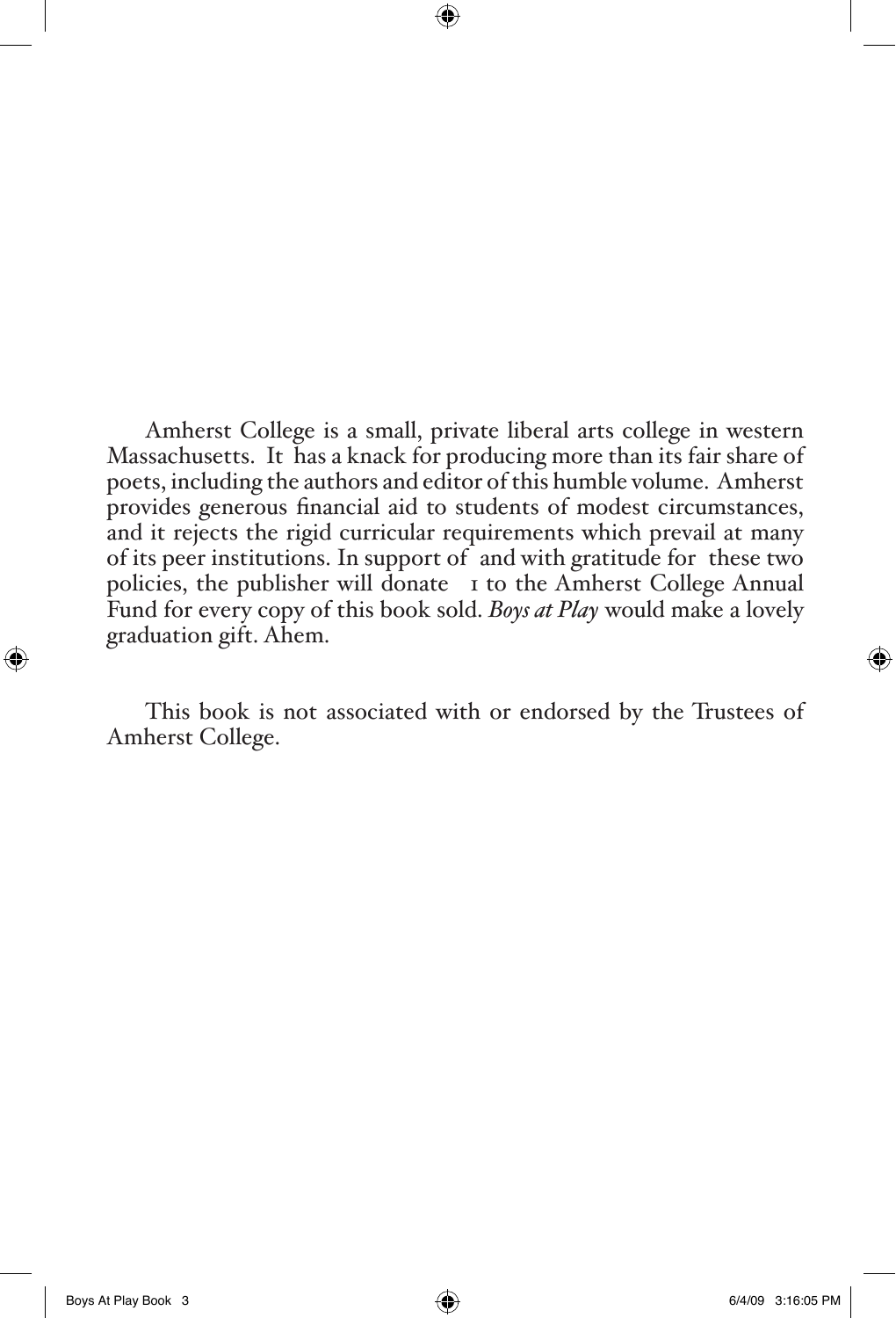Amherst College is a small, private liberal arts college in western Massachusetts. It has a knack for producing more than its fair share of poets, including the authors and editor of this humble volume. Amherst provides generous financial aid to students of modest circumstances, and it rejects the rigid curricular requirements which prevail at many of its peer institutions. In support of and with gratitude for these two policies, the publisher will donate 1 to the Amherst College Annual Fund for every copy of this book sold. *Boys at Play* would make a lovely graduation gift. Ahem.

This book is not associated with or endorsed by the Trustees of Amherst College.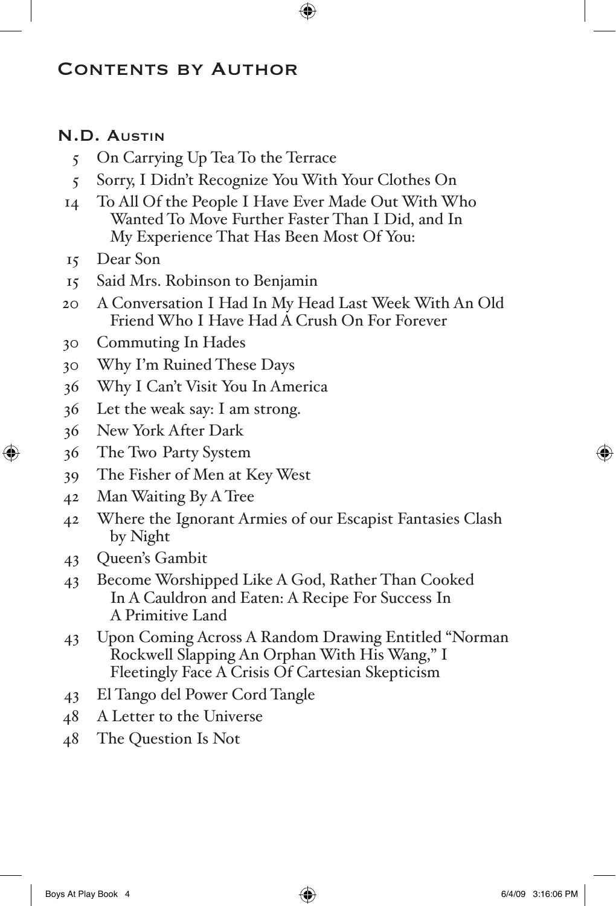# Contents by Author

## N.D. Austin

- 5 On Carrying Up Tea To the Terrace
- 5 Sorry, I Didn't Recognize You With Your Clothes On
- 14 To All Of the People I Have Ever Made Out With Who Wanted To Move Further Faster Than I Did, and In My Experience That Has Been Most Of You:
- 15 Dear Son
- 15 Said Mrs. Robinson to Benjamin
- 20 A Conversation I Had In My Head Last Week With An Old Friend Who I Have Had A Crush On For Forever
- 30 Commuting In Hades
- 30 Why I'm Ruined These Days
- 36 Why I Can't Visit You In America
- 36 Let the weak say: I am strong.
- 36 New York After Dark
- 36 The Two Party System
- 39 The Fisher of Men at Key West
- 42 Man Waiting By A Tree
- 42 Where the Ignorant Armies of our Escapist Fantasies Clash by Night
- 43 Queen's Gambit
- 43 Become Worshipped Like A God, Rather Than Cooked In A Cauldron and Eaten: A Recipe For Success In A Primitive Land
- 43 Upon Coming Across A Random Drawing Entitled "Norman Rockwell Slapping An Orphan With His Wang," I Fleetingly Face A Crisis Of Cartesian Skepticism
- 43 El Tango del Power Cord Tangle
- 48 A Letter to the Universe
- 48 The Question Is Not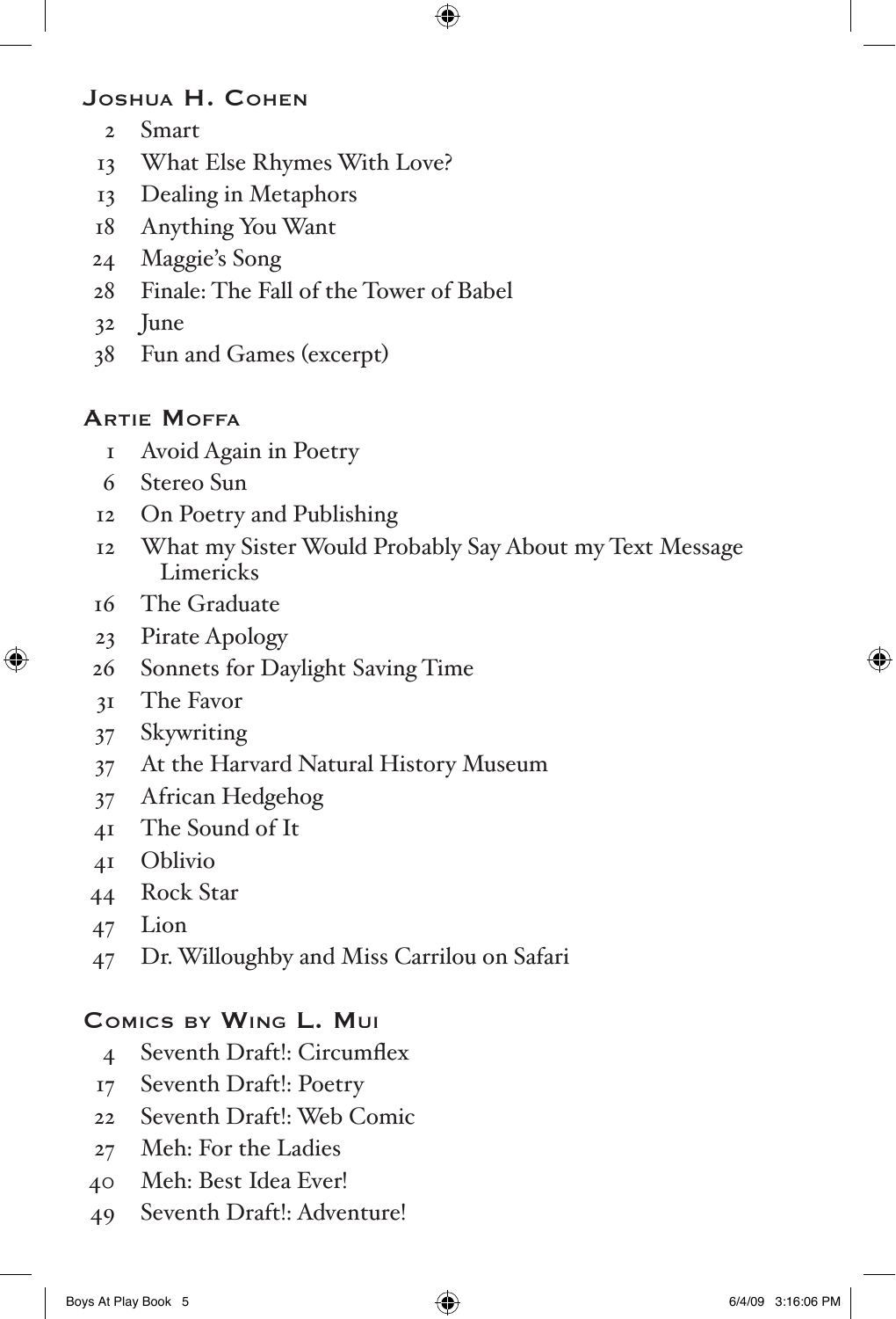### Joshua H. Cohen

- 2 Smart
- 13 What Else Rhymes With Love?
- 13 Dealing in Metaphors
- 18 Anything You Want
- 24 Maggie's Song
- 28 Finale: The Fall of the Tower of Babel
- 32 June
- 38 Fun and Games (excerpt)

### Artie Moffa

- 1 Avoid Again in Poetry
- 6 Stereo Sun
- 12 On Poetry and Publishing
- 12 What my Sister Would Probably Say About my Text Message Limericks
- 16 The Graduate
- 23 Pirate Apology
- 26 Sonnets for Daylight Saving Time
- 31 The Favor
- 37 Skywriting
- 37 At the Harvard Natural History Museum
- 37 African Hedgehog
- 41 The Sound of It
- 41 Oblivio
- 44 Rock Star
- 47 Lion
- 47 Dr. Willoughby and Miss Carrilou on Safari

### Comics by Wing L. Mui

- 4 Seventh Draft!: Circumflex
- 17 Seventh Draft!: Poetry
- 22 Seventh Draft!: Web Comic
- 27 Meh: For the Ladies
- 40 Meh: Best Idea Ever!
- 49 Seventh Draft!: Adventure!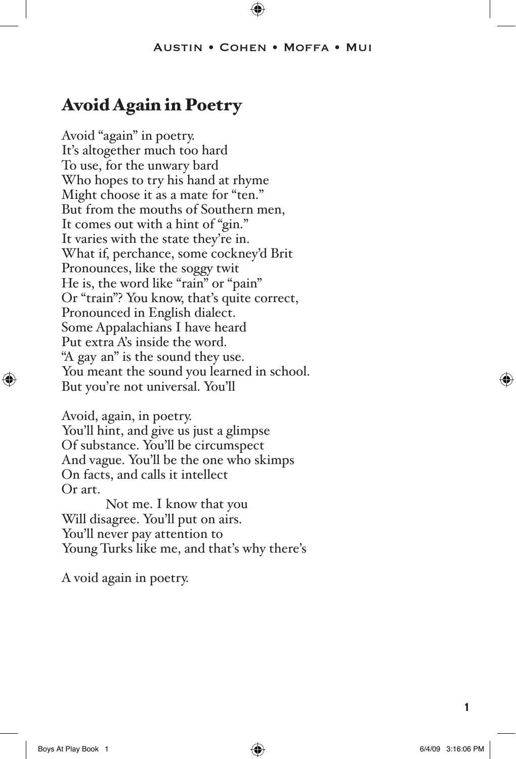## Avoid Again in Poetry

Avoid "again" in poetry.
It's altogether much too hard
To use, for the unwary bard
Who hopes to try his hand at rhyme
Might choose it as a mate for "ten."
But from the mouths of Southern men,
It comes out with a hint of "gin."
It varies with the state they're in.
What if, perchance, some cockney'd Brit
Pronounces, like the soggy twit
He is, the word like "rain" or "pain"
Or "train"? You know, that's quite correct,
Pronounced in English dialect.
Some Appalachians I have heard
Put extra A's inside the word.
"A gay an" is the sound they use.
You meant the sound you learned in school.
But you're not universal. You'll

Avoid, again, in poetry.
You'll hint, and give us just a glimpse
Of substance. You'll be circumspect
And vague. You'll be the one who skimps
On facts, and calls it intellect
Or art.
Not me. I know that you
Will disagree. You'll put on airs.
You'll never pay attention to
Young Turks like me, and that's why there's

A void again in poetry.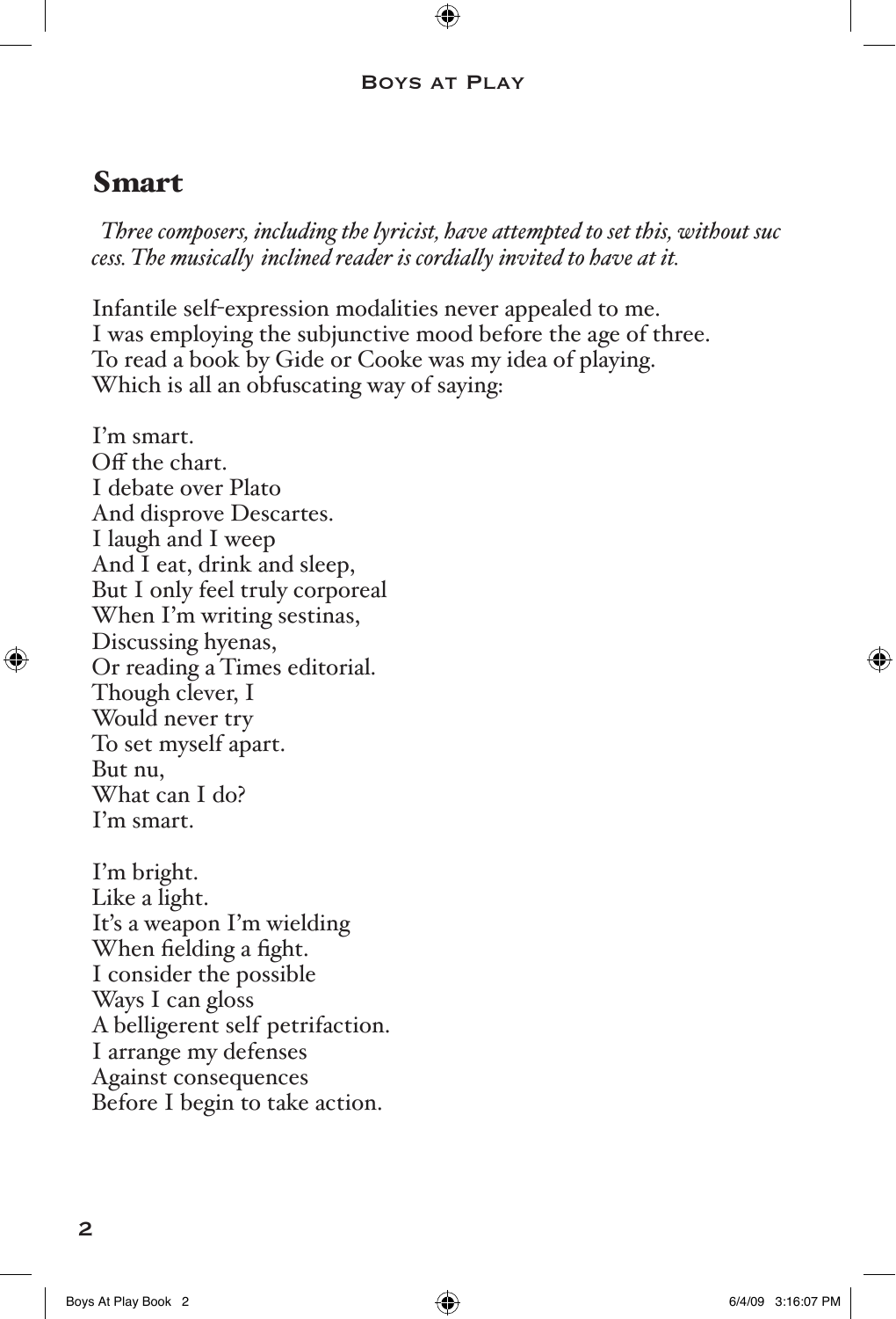## Smart

*Three composers, including the lyricist, have attempted to set this, without success. The musically inclined reader is cordially invited to have at it.*

Infantile self-expression modalities never appealed to me.
I was employing the subjunctive mood before the age of three.
To read a book by Gide or Cooke was my idea of playing.
Which is all an obfuscating way of saying:

I'm smart.
Off the chart.
I debate over Plato
And disprove Descartes.
I laugh and I weep
And I eat, drink and sleep,
But I only feel truly corporeal
When I'm writing sestinas,
Discussing hyenas,
Or reading a Times editorial.
Though clever, I
Would never try
To set myself apart.
But nu,
What can I do?
I'm smart.

I'm bright.
Like a light.
It's a weapon I'm wielding
When fielding a fight.
I consider the possible
Ways I can gloss
A belligerent self petrifaction.
I arrange my defenses
Against consequences
Before I begin to take action.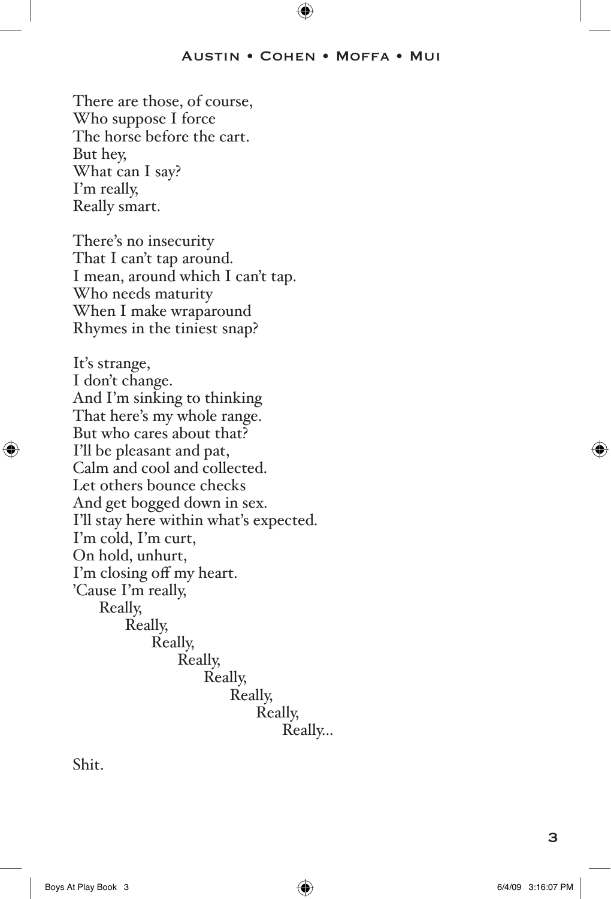There are those, of course,  
Who suppose I force  
The horse before the cart.  
But hey,  
What can I say?  
I'm really,  
Really smart.

There's no insecurity  
That I can't tap around.  
I mean, around which I can't tap.  
Who needs maturity  
When I make wraparound  
Rhymes in the tiniest snap?

It's strange,  
I don't change.  
And I'm sinking to thinking  
That here's my whole range.  
But who cares about that?  
I'll be pleasant and pat,  
Calm and cool and collected.  
Let others bounce checks  
And get bogged down in sex.  
I'll stay here within what's expected.  
I'm cold, I'm curt,  
On hold, unhurt,  
I'm closing off my heart.  
'Cause I'm really,  
      Really,  
            Really,  
                  Really,  
                        Really,  
                              Really,  
                                    Really,  
                                          Really,  
                                                Really...

Shit.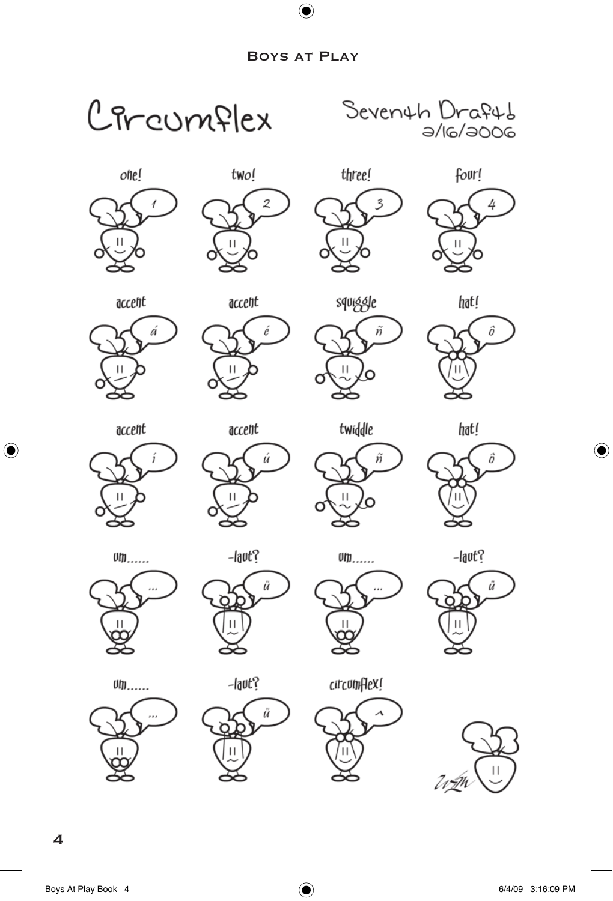# Circumflex

Seventh Draft
2/16/2006

one! — 1

two! — 2

three! — 3

four! — 4

accent — á

accent — é

squiggle — ñ

hat! — ô

accent — í

accent — ú

twiddle — ñ

hat! — ô

um...... — ...

-laut? — ü

um...... — ...

-laut? — ü

um...... — ...

-laut? — ü

circumflex! — ^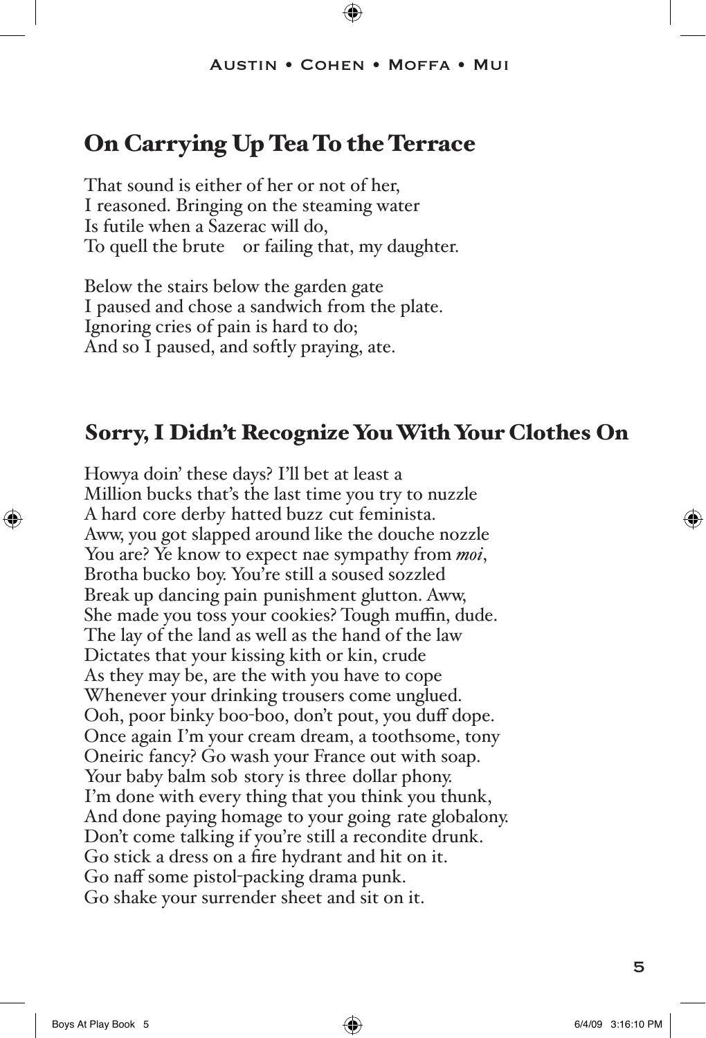## On Carrying Up Tea To the Terrace

That sound is either of her or not of her,
I reasoned. Bringing on the steaming water
Is futile when a Sazerac will do,
To quell the brute  or failing that, my daughter.

Below the stairs below the garden gate
I paused and chose a sandwich from the plate.
Ignoring cries of pain is hard to do;
And so I paused, and softly praying, ate.

## Sorry, I Didn't Recognize You With Your Clothes On

Howya doin' these days? I'll bet at least a
Million bucks that's the last time you try to nuzzle
A hard core derby hatted buzz cut feminista.
Aww, you got slapped around like the douche nozzle
You are? Ye know to expect nae sympathy from *moi*,
Brotha bucko boy. You're still a soused sozzled
Break up dancing pain punishment glutton. Aww,
She made you toss your cookies? Tough muffin, dude.
The lay of the land as well as the hand of the law
Dictates that your kissing kith or kin, crude
As they may be, are the with you have to cope
Whenever your drinking trousers come unglued.
Ooh, poor binky boo-boo, don't pout, you duff dope.
Once again I'm your cream dream, a toothsome, tony
Oneiric fancy? Go wash your France out with soap.
Your baby balm sob story is three dollar phony.
I'm done with every thing that you think you thunk,
And done paying homage to your going rate globalony.
Don't come talking if you're still a recondite drunk.
Go stick a dress on a fire hydrant and hit on it.
Go naff some pistol-packing drama punk.
Go shake your surrender sheet and sit on it.